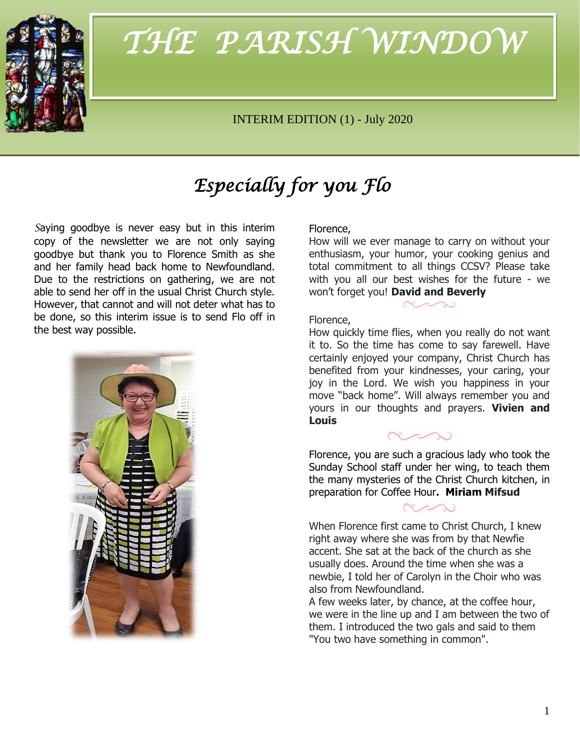# THE PARISH WINDOW

INTERIM EDITION (1) - July 2020

## *Especially for you Flo*

Saying goodbye is never easy but in this interim copy of the newsletter we are not only saying goodbye but thank you to Florence Smith as she and her family head back home to Newfoundland. Due to the restrictions on gathering, we are not able to send her off in the usual Christ Church style. However, that cannot and will not deter what has to be done, so this interim issue is to send Flo off in the best way possible.

Florence,
How will we ever manage to carry on without your enthusiasm, your humor, your cooking genius and total commitment to all things CCSV? Please take with you all our best wishes for the future - we won't forget you! **David and Beverly**

Florence,
How quickly time flies, when you really do not want it to. So the time has come to say farewell. Have certainly enjoyed your company, Christ Church has benefited from your kindnesses, your caring, your joy in the Lord. We wish you happiness in your move "back home". Will always remember you and yours in our thoughts and prayers. **Vivien and Louis**

Florence, you are such a gracious lady who took the Sunday School staff under her wing, to teach them the many mysteries of the Christ Church kitchen, in preparation for Coffee Hour**. Miriam Mifsud**

When Florence first came to Christ Church, I knew right away where she was from by that Newfie accent. She sat at the back of the church as she usually does. Around the time when she was a newbie, I told her of Carolyn in the Choir who was also from Newfoundland.
A few weeks later, by chance, at the coffee hour, we were in the line up and I am between the two of them. I introduced the two gals and said to them "You two have something in common".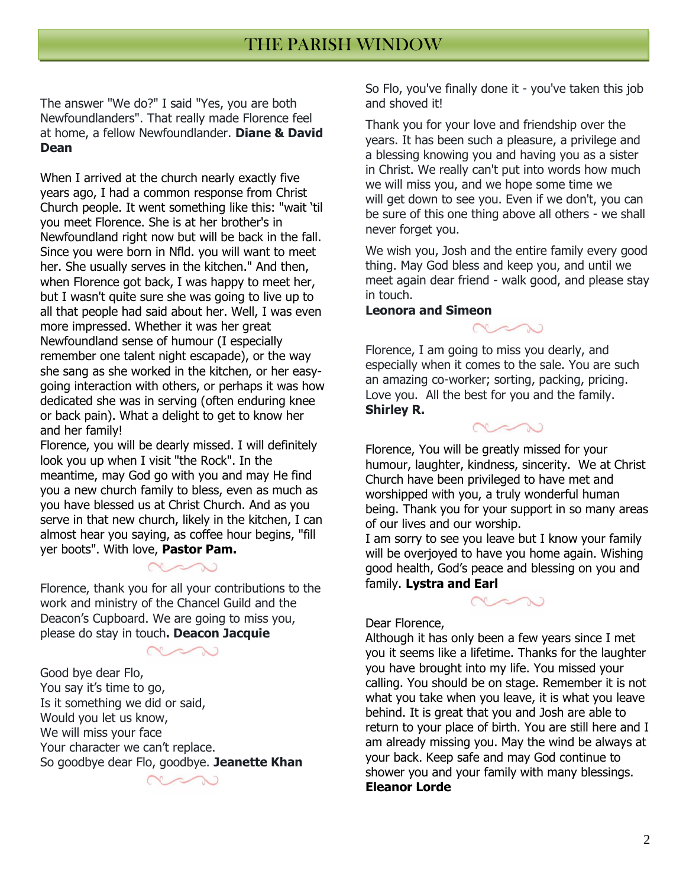# THE PARISH WINDOW

The answer "We do?" I said "Yes, you are both Newfoundlanders". That really made Florence feel at home, a fellow Newfoundlander. **Diane & David Dean**

When I arrived at the church nearly exactly five years ago, I had a common response from Christ Church people. It went something like this: "wait 'til you meet Florence. She is at her brother's in Newfoundland right now but will be back in the fall. Since you were born in Nfld. you will want to meet her. She usually serves in the kitchen." And then, when Florence got back, I was happy to meet her, but I wasn't quite sure she was going to live up to all that people had said about her. Well, I was even more impressed. Whether it was her great Newfoundland sense of humour (I especially remember one talent night escapade), or the way she sang as she worked in the kitchen, or her easy-going interaction with others, or perhaps it was how dedicated she was in serving (often enduring knee or back pain). What a delight to get to know her and her family!
Florence, you will be dearly missed. I will definitely look you up when I visit "the Rock". In the meantime, may God go with you and may He find you a new church family to bless, even as much as you have blessed us at Christ Church. And as you serve in that new church, likely in the kitchen, I can almost hear you saying, as coffee hour begins, "fill yer boots". With love, **Pastor Pam.**

Florence, thank you for all your contributions to the work and ministry of the Chancel Guild and the Deacon's Cupboard. We are going to miss you, please do stay in touch**. Deacon Jacquie**

Good bye dear Flo,
You say it's time to go,
Is it something we did or said,
Would you let us know,
We will miss your face
Your character we can't replace.
So goodbye dear Flo, goodbye. **Jeanette Khan**

So Flo, you've finally done it - you've taken this job and shoved it!

Thank you for your love and friendship over the years. It has been such a pleasure, a privilege and a blessing knowing you and having you as a sister in Christ. We really can't put into words how much we will miss you, and we hope some time we will get down to see you. Even if we don't, you can be sure of this one thing above all others - we shall never forget you.

We wish you, Josh and the entire family every good thing. May God bless and keep you, and until we meet again dear friend - walk good, and please stay in touch.
**Leonora and Simeon**

Florence, I am going to miss you dearly, and especially when it comes to the sale. You are such an amazing co-worker; sorting, packing, pricing. Love you. All the best for you and the family.
**Shirley R.**

Florence, You will be greatly missed for your humour, laughter, kindness, sincerity. We at Christ Church have been privileged to have met and worshipped with you, a truly wonderful human being. Thank you for your support in so many areas of our lives and our worship.
I am sorry to see you leave but I know your family will be overjoyed to have you home again. Wishing good health, God's peace and blessing on you and family. **Lystra and Earl**

Dear Florence,
Although it has only been a few years since I met you it seems like a lifetime. Thanks for the laughter you have brought into my life. You missed your calling. You should be on stage. Remember it is not what you take when you leave, it is what you leave behind. It is great that you and Josh are able to return to your place of birth. You are still here and I am already missing you. May the wind be always at your back. Keep safe and may God continue to shower you and your family with many blessings.
**Eleanor Lorde**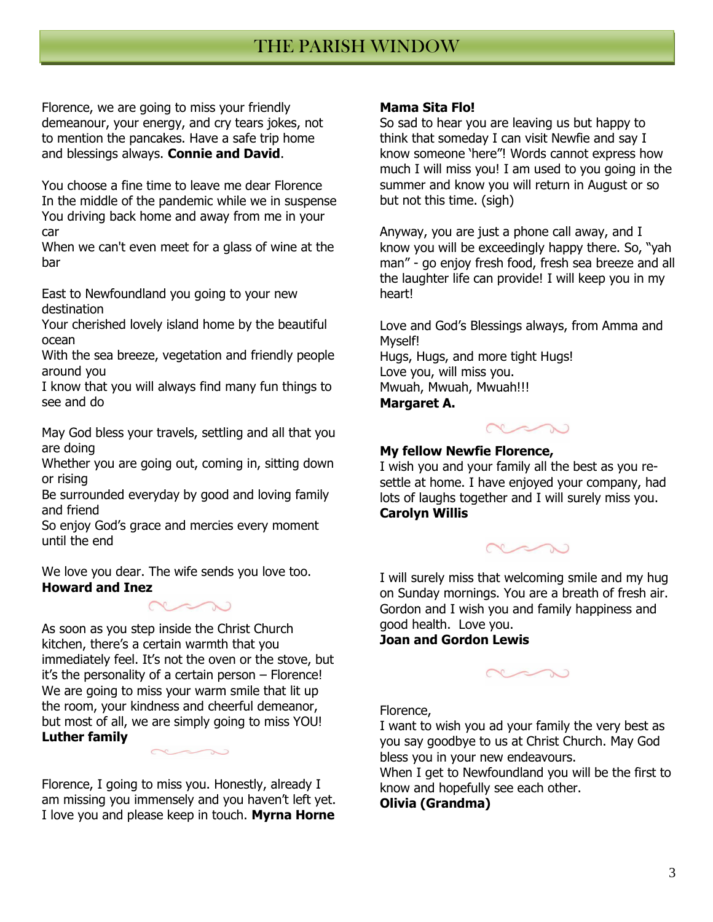# THE PARISH WINDOW

Florence, we are going to miss your friendly demeanour, your energy, and cry tears jokes, not to mention the pancakes. Have a safe trip home and blessings always. **Connie and David**.

You choose a fine time to leave me dear Florence
In the middle of the pandemic while we in suspense
You driving back home and away from me in your car
When we can't even meet for a glass of wine at the bar

East to Newfoundland you going to your new destination
Your cherished lovely island home by the beautiful ocean
With the sea breeze, vegetation and friendly people around you
I know that you will always find many fun things to see and do

May God bless your travels, settling and all that you are doing
Whether you are going out, coming in, sitting down or rising
Be surrounded everyday by good and loving family and friend
So enjoy God's grace and mercies every moment until the end

We love you dear. The wife sends you love too.
**Howard and Inez**

As soon as you step inside the Christ Church kitchen, there's a certain warmth that you immediately feel. It's not the oven or the stove, but it's the personality of a certain person – Florence! We are going to miss your warm smile that lit up the room, your kindness and cheerful demeanour, but most of all, we are simply going to miss YOU!
**Luther family**

Florence, I going to miss you. Honestly, already I am missing you immensely and you haven't left yet. I love you and please keep in touch. **Myrna Horne**

**Mama Sita Flo!**
So sad to hear you are leaving us but happy to think that someday I can visit Newfie and say I know someone 'here"! Words cannot express how much I will miss you! I am used to you going in the summer and know you will return in August or so but not this time. (sigh)

Anyway, you are just a phone call away, and I know you will be exceedingly happy there. So, "yah man" - go enjoy fresh food, fresh sea breeze and all the laughter life can provide! I will keep you in my heart!

Love and God's Blessings always, from Amma and Myself!
Hugs, Hugs, and more tight Hugs!
Love you, will miss you.
Mwuah, Mwuah, Mwuah!!!
**Margaret A.**

**My fellow Newfie Florence,**
I wish you and your family all the best as you re-settle at home. I have enjoyed your company, had lots of laughs together and I will surely miss you.
**Carolyn Willis**

I will surely miss that welcoming smile and my hug on Sunday mornings. You are a breath of fresh air. Gordon and I wish you and family happiness and good health. Love you.
**Joan and Gordon Lewis**

Florence,
I want to wish you ad your family the very best as you say goodbye to us at Christ Church. May God bless you in your new endeavours.
When I get to Newfoundland you will be the first to know and hopefully see each other.
**Olivia (Grandma)**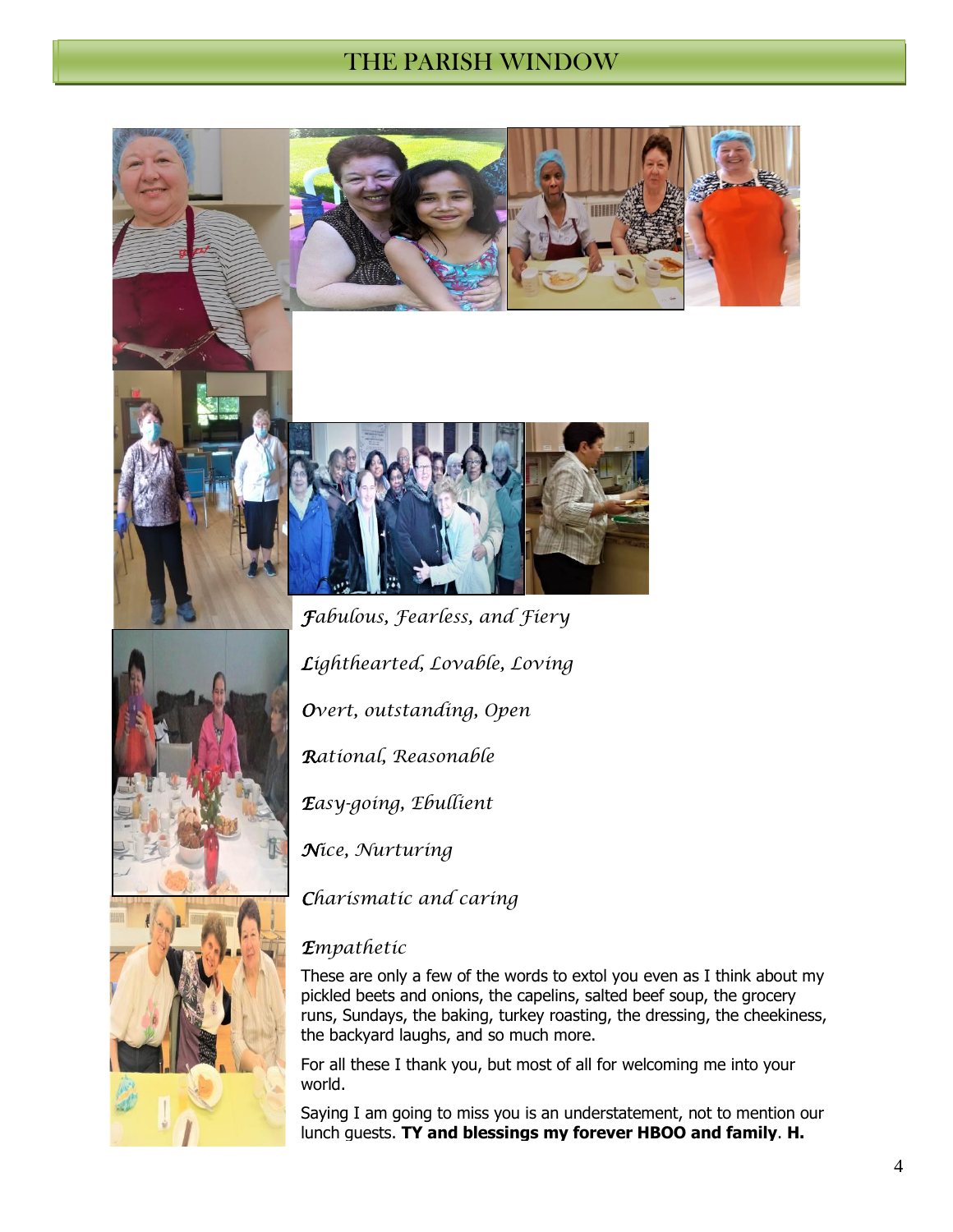*Fabulous, Fearless, and Fiery*

*Lighthearted, Lovable, Loving*

*Overt, outstanding, Open*

*Rational, Reasonable*

*Easy-going, Ebullient*

*Nice, Nurturing*

*Charismatic and caring*

*Empathetic*

These are only a few of the words to extol you even as I think about my pickled beets and onions, the capelins, salted beef soup, the grocery runs, Sundays, the baking, turkey roasting, the dressing, the cheekiness, the backyard laughs, and so much more.

For all these I thank you, but most of all for welcoming me into your world.

Saying I am going to miss you is an understatement, not to mention our lunch guests. **TY and blessings my forever HBOO and family**. **H.**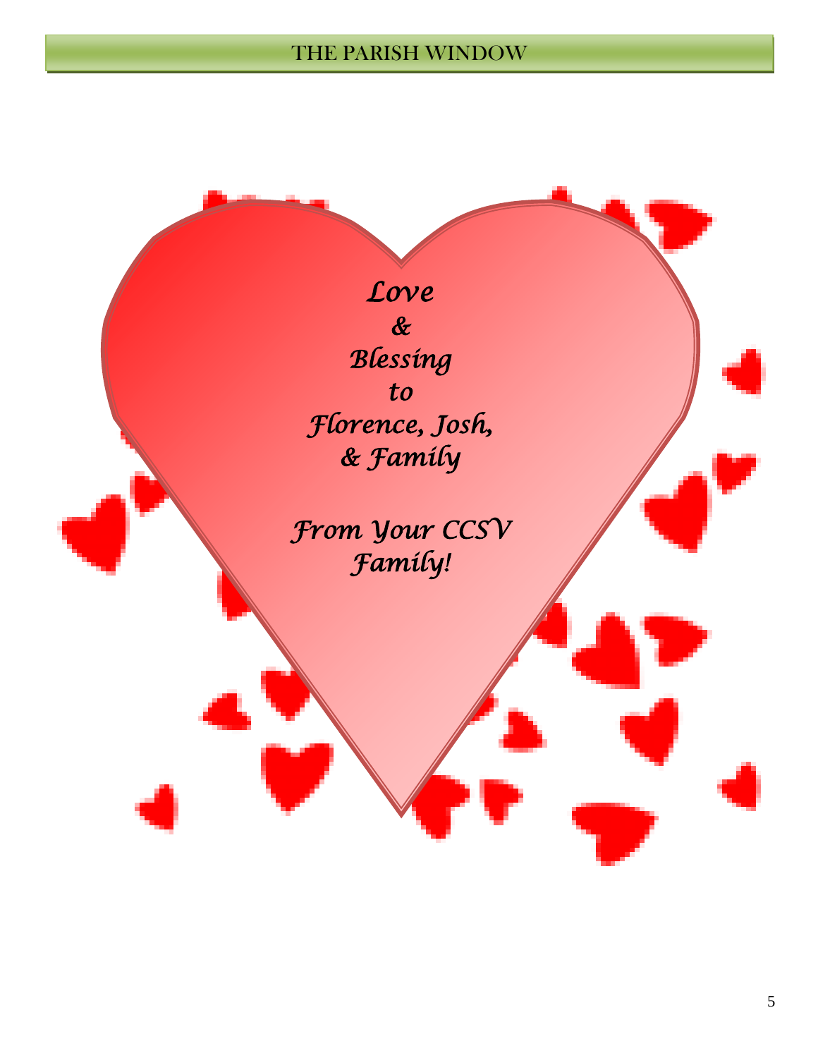*Love*

*&*

*Blessing*

*to*

*Florence, Josh,*

*& Family*

*From Your CCSV*

*Family!*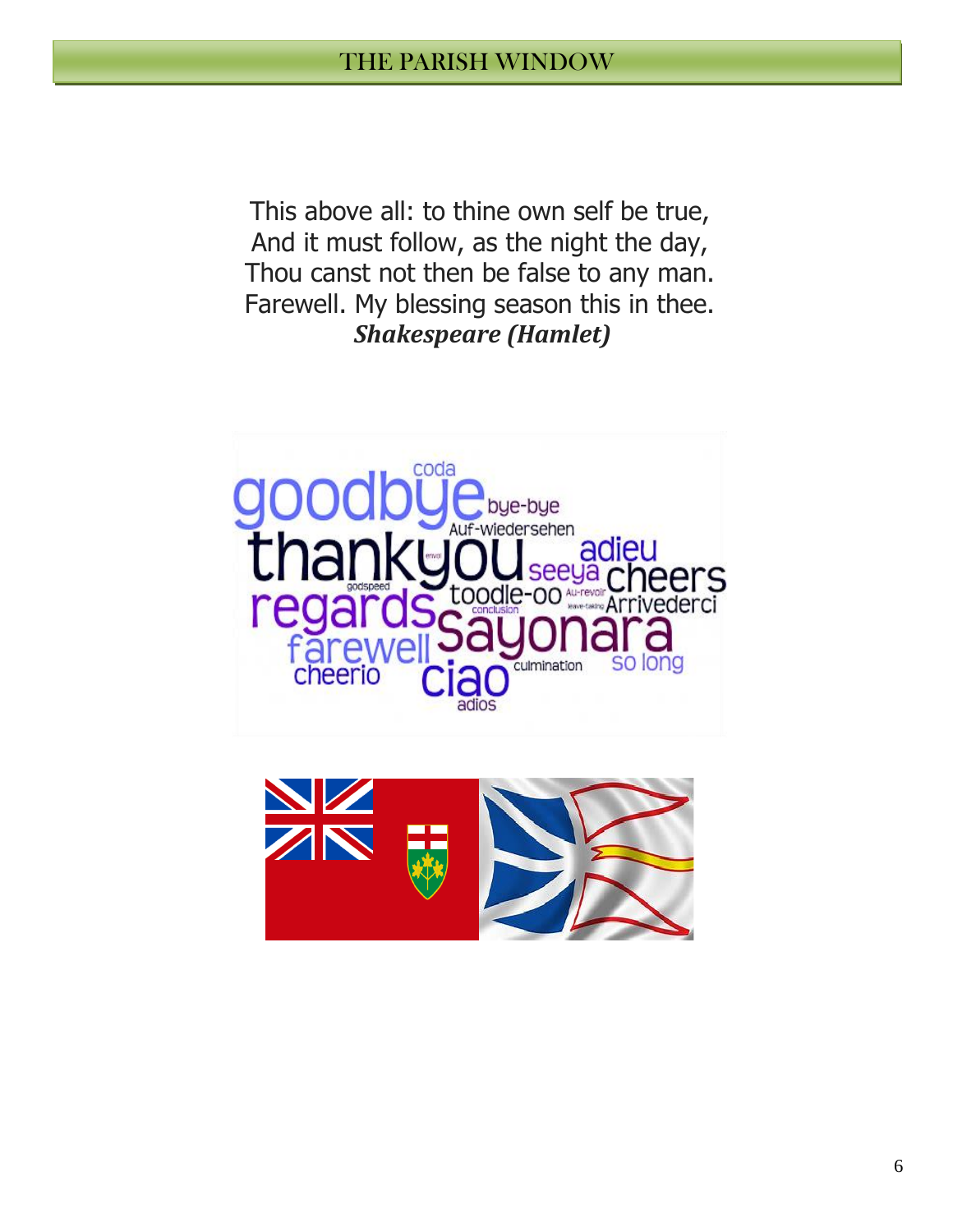This above all: to thine own self be true,
And it must follow, as the night the day,
Thou canst not then be false to any man.
Farewell. My blessing season this in thee.
***Shakespeare (Hamlet)***